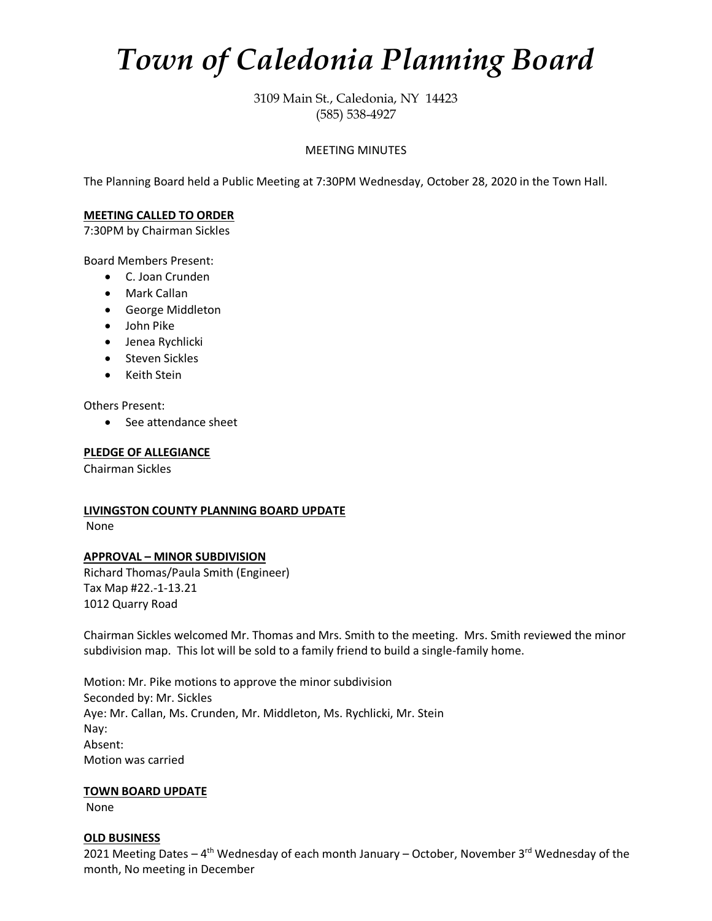# *Town of Caledonia Planning Board*

3109 Main St., Caledonia, NY 14423
(585) 538-4927

MEETING MINUTES

The Planning Board held a Public Meeting at 7:30PM Wednesday, October 28, 2020 in the Town Hall.

**MEETING CALLED TO ORDER**

7:30PM by Chairman Sickles

Board Members Present:

- C. Joan Crunden
- Mark Callan
- George Middleton
- John Pike
- Jenea Rychlicki
- Steven Sickles
- Keith Stein

Others Present:

- See attendance sheet

**PLEDGE OF ALLEGIANCE**

Chairman Sickles

**LIVINGSTON COUNTY PLANNING BOARD UPDATE**

None

**APPROVAL – MINOR SUBDIVISION**

Richard Thomas/Paula Smith (Engineer)
Tax Map #22.-1-13.21
1012 Quarry Road

Chairman Sickles welcomed Mr. Thomas and Mrs. Smith to the meeting. Mrs. Smith reviewed the minor subdivision map. This lot will be sold to a family friend to build a single-family home.

Motion: Mr. Pike motions to approve the minor subdivision
Seconded by: Mr. Sickles
Aye: Mr. Callan, Ms. Crunden, Mr. Middleton, Ms. Rychlicki, Mr. Stein
Nay:
Absent:
Motion was carried

**TOWN BOARD UPDATE**

None

**OLD BUSINESS**

2021 Meeting Dates – 4th Wednesday of each month January – October, November 3rd Wednesday of the month, No meeting in December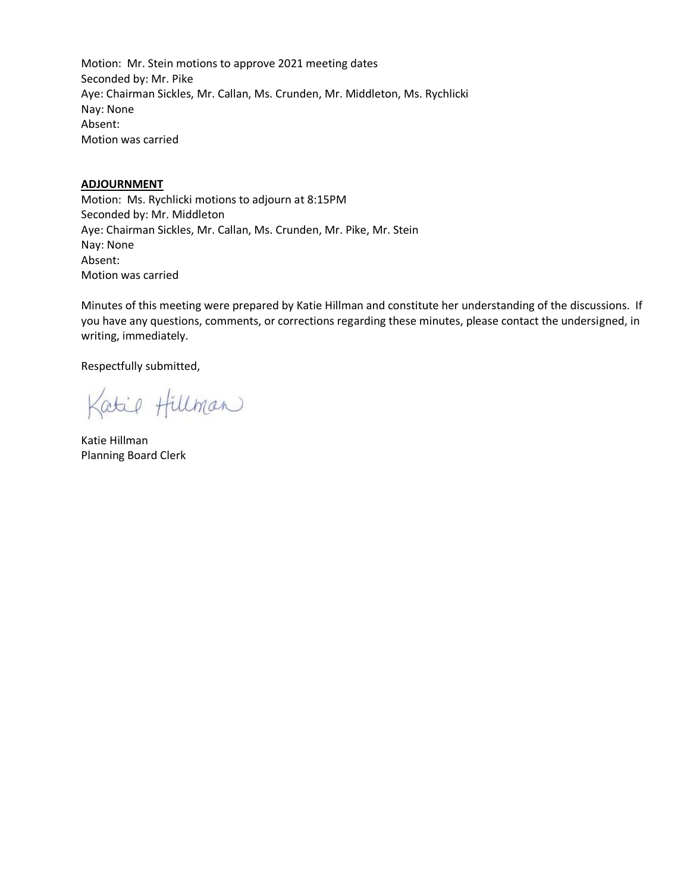Motion: Mr. Stein motions to approve 2021 meeting dates
Seconded by: Mr. Pike
Aye: Chairman Sickles, Mr. Callan, Ms. Crunden, Mr. Middleton, Ms. Rychlicki
Nay: None
Absent:
Motion was carried

**ADJOURNMENT**

Motion: Ms. Rychlicki motions to adjourn at 8:15PM
Seconded by: Mr. Middleton
Aye: Chairman Sickles, Mr. Callan, Ms. Crunden, Mr. Pike, Mr. Stein
Nay: None
Absent:
Motion was carried

Minutes of this meeting were prepared by Katie Hillman and constitute her understanding of the discussions. If you have any questions, comments, or corrections regarding these minutes, please contact the undersigned, in writing, immediately.

Respectfully submitted,

Katie Hillman

Katie Hillman
Planning Board Clerk